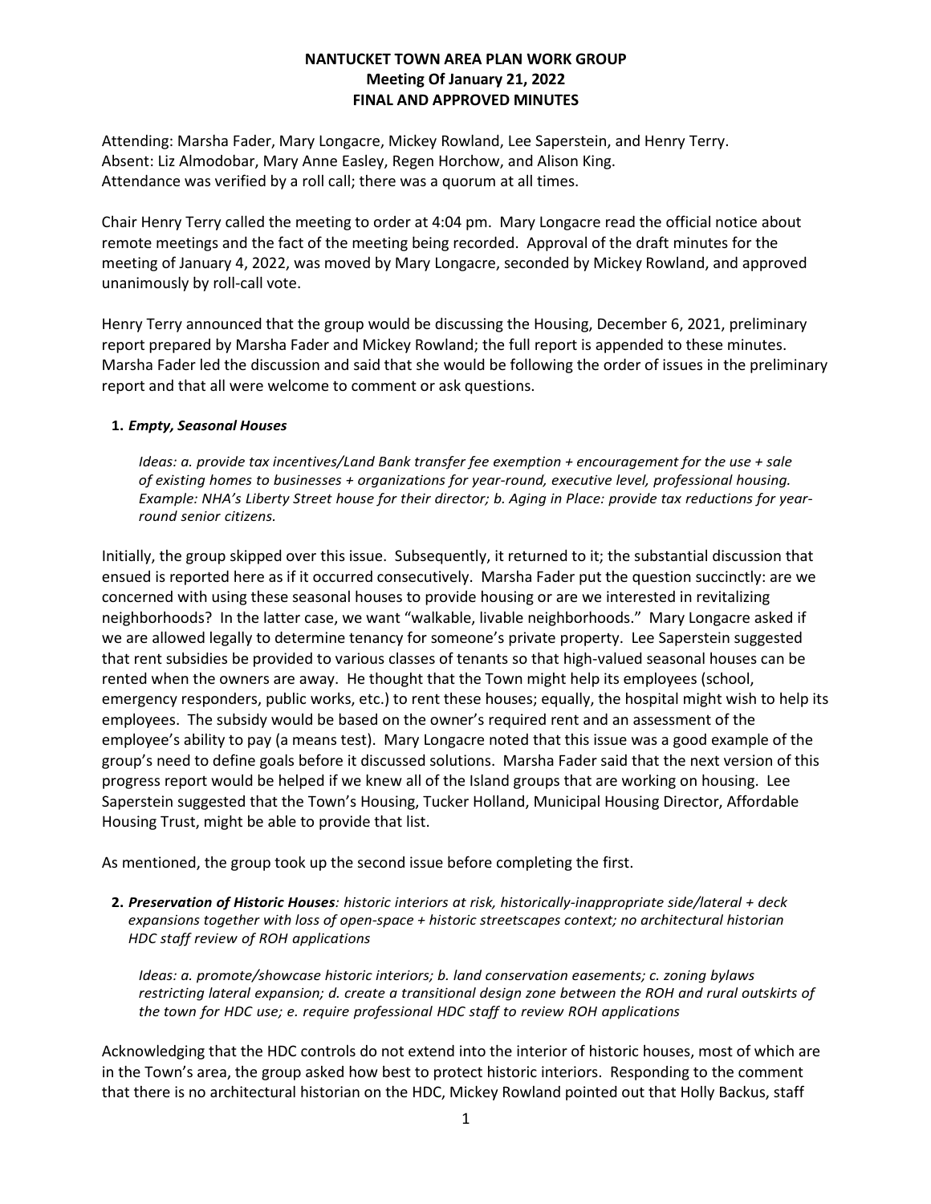# NANTUCKET TOWN AREA PLAN WORK GROUP
## Meeting Of January 21, 2022
## FINAL AND APPROVED MINUTES

Attending: Marsha Fader, Mary Longacre, Mickey Rowland, Lee Saperstein, and Henry Terry.
Absent: Liz Almodobar, Mary Anne Easley, Regen Horchow, and Alison King.
Attendance was verified by a roll call; there was a quorum at all times.

Chair Henry Terry called the meeting to order at 4:04 pm. Mary Longacre read the official notice about remote meetings and the fact of the meeting being recorded. Approval of the draft minutes for the meeting of January 4, 2022, was moved by Mary Longacre, seconded by Mickey Rowland, and approved unanimously by roll-call vote.

Henry Terry announced that the group would be discussing the Housing, December 6, 2021, preliminary report prepared by Marsha Fader and Mickey Rowland; the full report is appended to these minutes. Marsha Fader led the discussion and said that she would be following the order of issues in the preliminary report and that all were welcome to comment or ask questions.

**1.** ***Empty, Seasonal Houses***

*Ideas: a. provide tax incentives/Land Bank transfer fee exemption + encouragement for the use + sale of existing homes to businesses + organizations for year-round, executive level, professional housing. Example: NHA's Liberty Street house for their director; b. Aging in Place: provide tax reductions for year-round senior citizens.*

Initially, the group skipped over this issue. Subsequently, it returned to it; the substantial discussion that ensued is reported here as if it occurred consecutively. Marsha Fader put the question succinctly: are we concerned with using these seasonal houses to provide housing or are we interested in revitalizing neighborhoods? In the latter case, we want "walkable, livable neighborhoods." Mary Longacre asked if we are allowed legally to determine tenancy for someone's private property. Lee Saperstein suggested that rent subsidies be provided to various classes of tenants so that high-valued seasonal houses can be rented when the owners are away. He thought that the Town might help its employees (school, emergency responders, public works, etc.) to rent these houses; equally, the hospital might wish to help its employees. The subsidy would be based on the owner's required rent and an assessment of the employee's ability to pay (a means test). Mary Longacre noted that this issue was a good example of the group's need to define goals before it discussed solutions. Marsha Fader said that the next version of this progress report would be helped if we knew all of the Island groups that are working on housing. Lee Saperstein suggested that the Town's Housing, Tucker Holland, Municipal Housing Director, Affordable Housing Trust, might be able to provide that list.

As mentioned, the group took up the second issue before completing the first.

**2.** ***Preservation of Historic Houses****: historic interiors at risk, historically-inappropriate side/lateral + deck expansions together with loss of open-space + historic streetscapes context; no architectural historian HDC staff review of ROH applications*

*Ideas: a. promote/showcase historic interiors; b. land conservation easements; c. zoning bylaws restricting lateral expansion; d. create a transitional design zone between the ROH and rural outskirts of the town for HDC use; e. require professional HDC staff to review ROH applications*

Acknowledging that the HDC controls do not extend into the interior of historic houses, most of which are in the Town's area, the group asked how best to protect historic interiors. Responding to the comment that there is no architectural historian on the HDC, Mickey Rowland pointed out that Holly Backus, staff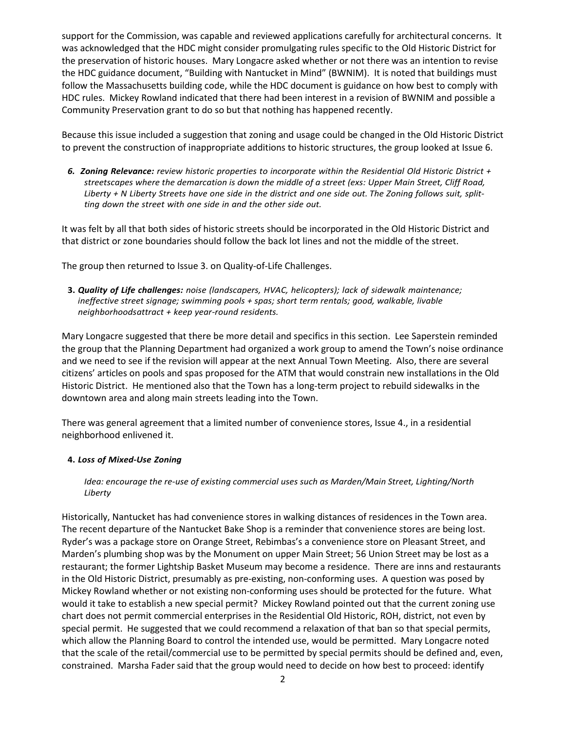support for the Commission, was capable and reviewed applications carefully for architectural concerns. It was acknowledged that the HDC might consider promulgating rules specific to the Old Historic District for the preservation of historic houses. Mary Longacre asked whether or not there was an intention to revise the HDC guidance document, "Building with Nantucket in Mind" (BWNIM). It is noted that buildings must follow the Massachusetts building code, while the HDC document is guidance on how best to comply with HDC rules. Mickey Rowland indicated that there had been interest in a revision of BWNIM and possible a Community Preservation grant to do so but that nothing has happened recently.

Because this issue included a suggestion that zoning and usage could be changed in the Old Historic District to prevent the construction of inappropriate additions to historic structures, the group looked at Issue 6.

6. ***Zoning Relevance:*** *review historic properties to incorporate within the Residential Old Historic District + streetscapes where the demarcation is down the middle of a street (exs: Upper Main Street, Cliff Road, Liberty + N Liberty Streets have one side in the district and one side out. The Zoning follows suit, splitting down the street with one side in and the other side out.*

It was felt by all that both sides of historic streets should be incorporated in the Old Historic District and that district or zone boundaries should follow the back lot lines and not the middle of the street.

The group then returned to Issue 3. on Quality-of-Life Challenges.

3. ***Quality of Life challenges:*** *noise (landscapers, HVAC, helicopters); lack of sidewalk maintenance; ineffective street signage; swimming pools + spas; short term rentals; good, walkable, livable neighborhoodsattract + keep year-round residents.*

Mary Longacre suggested that there be more detail and specifics in this section. Lee Saperstein reminded the group that the Planning Department had organized a work group to amend the Town's noise ordinance and we need to see if the revision will appear at the next Annual Town Meeting. Also, there are several citizens' articles on pools and spas proposed for the ATM that would constrain new installations in the Old Historic District. He mentioned also that the Town has a long-term project to rebuild sidewalks in the downtown area and along main streets leading into the Town.

There was general agreement that a limited number of convenience stores, Issue 4., in a residential neighborhood enlivened it.

4. ***Loss of Mixed-Use Zoning***

   *Idea: encourage the re-use of existing commercial uses such as Marden/Main Street, Lighting/North Liberty*

Historically, Nantucket has had convenience stores in walking distances of residences in the Town area. The recent departure of the Nantucket Bake Shop is a reminder that convenience stores are being lost. Ryder's was a package store on Orange Street, Rebimbas's a convenience store on Pleasant Street, and Marden's plumbing shop was by the Monument on upper Main Street; 56 Union Street may be lost as a restaurant; the former Lightship Basket Museum may become a residence. There are inns and restaurants in the Old Historic District, presumably as pre-existing, non-conforming uses. A question was posed by Mickey Rowland whether or not existing non-conforming uses should be protected for the future. What would it take to establish a new special permit? Mickey Rowland pointed out that the current zoning use chart does not permit commercial enterprises in the Residential Old Historic, ROH, district, not even by special permit. He suggested that we could recommend a relaxation of that ban so that special permits, which allow the Planning Board to control the intended use, would be permitted. Mary Longacre noted that the scale of the retail/commercial use to be permitted by special permits should be defined and, even, constrained. Marsha Fader said that the group would need to decide on how best to proceed: identify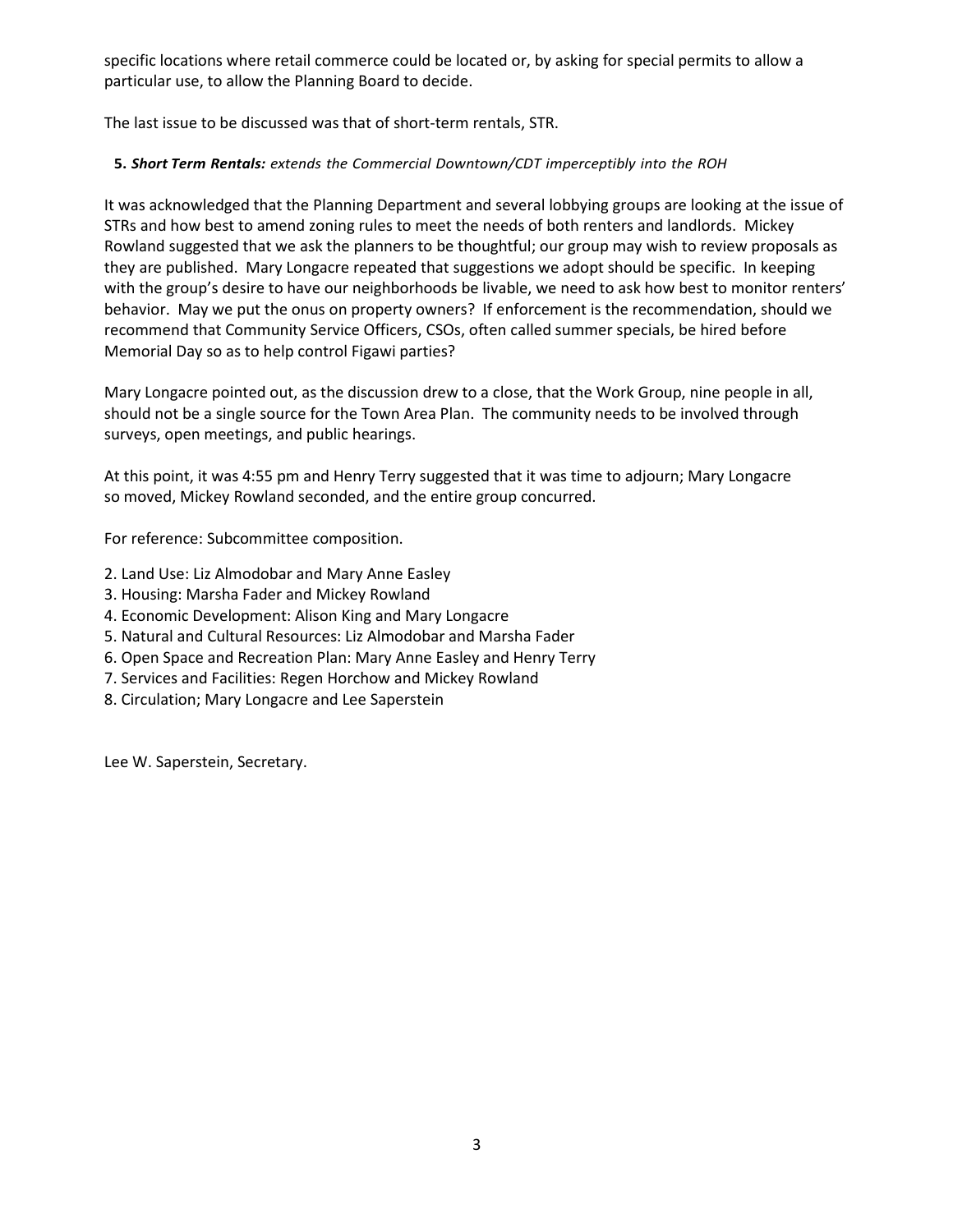specific locations where retail commerce could be located or, by asking for special permits to allow a particular use, to allow the Planning Board to decide.

The last issue to be discussed was that of short-term rentals, STR.

**5. *Short Term Rentals:*** *extends the Commercial Downtown/CDT imperceptibly into the ROH*

It was acknowledged that the Planning Department and several lobbying groups are looking at the issue of STRs and how best to amend zoning rules to meet the needs of both renters and landlords. Mickey Rowland suggested that we ask the planners to be thoughtful; our group may wish to review proposals as they are published. Mary Longacre repeated that suggestions we adopt should be specific. In keeping with the group's desire to have our neighborhoods be livable, we need to ask how best to monitor renters' behavior. May we put the onus on property owners? If enforcement is the recommendation, should we recommend that Community Service Officers, CSOs, often called summer specials, be hired before Memorial Day so as to help control Figawi parties?

Mary Longacre pointed out, as the discussion drew to a close, that the Work Group, nine people in all, should not be a single source for the Town Area Plan. The community needs to be involved through surveys, open meetings, and public hearings.

At this point, it was 4:55 pm and Henry Terry suggested that it was time to adjourn; Mary Longacre so moved, Mickey Rowland seconded, and the entire group concurred.

For reference: Subcommittee composition.

2. Land Use: Liz Almodobar and Mary Anne Easley
3. Housing: Marsha Fader and Mickey Rowland
4. Economic Development: Alison King and Mary Longacre
5. Natural and Cultural Resources: Liz Almodobar and Marsha Fader
6. Open Space and Recreation Plan: Mary Anne Easley and Henry Terry
7. Services and Facilities: Regen Horchow and Mickey Rowland
8. Circulation; Mary Longacre and Lee Saperstein

Lee W. Saperstein, Secretary.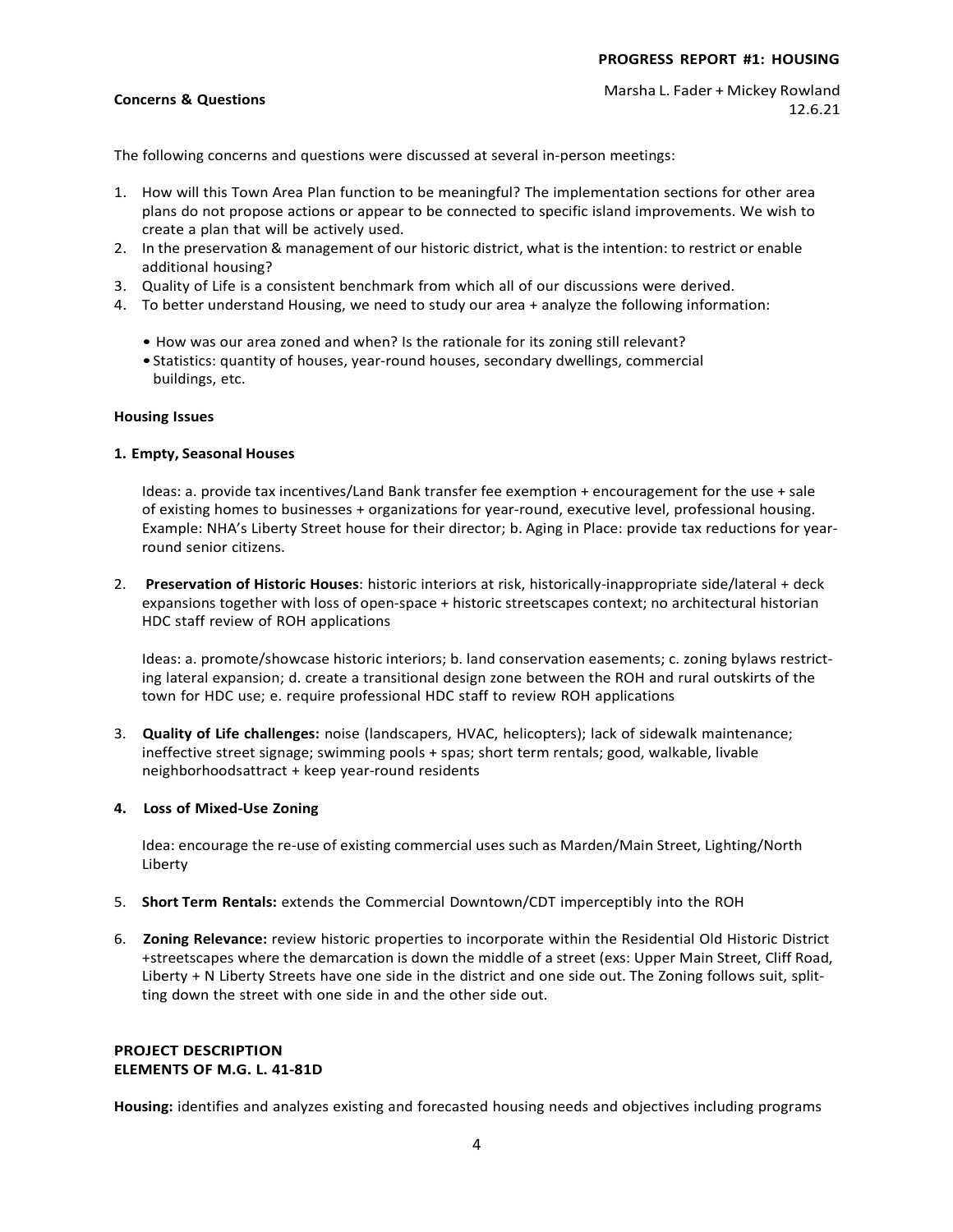**PROGRESS REPORT #1: HOUSING**

**Concerns & Questions**

Marsha L. Fader + Mickey Rowland
12.6.21

The following concerns and questions were discussed at several in-person meetings:

1. How will this Town Area Plan function to be meaningful? The implementation sections for other area plans do not propose actions or appear to be connected to specific island improvements. We wish to create a plan that will be actively used.
2. In the preservation & management of our historic district, what is the intention: to restrict or enable additional housing?
3. Quality of Life is a consistent benchmark from which all of our discussions were derived.
4. To better understand Housing, we need to study our area + analyze the following information:
   - How was our area zoned and when? Is the rationale for its zoning still relevant?
   - Statistics: quantity of houses, year-round houses, secondary dwellings, commercial buildings, etc.

**Housing Issues**

**1. Empty, Seasonal Houses**

Ideas: a. provide tax incentives/Land Bank transfer fee exemption + encouragement for the use + sale of existing homes to businesses + organizations for year-round, executive level, professional housing. Example: NHA's Liberty Street house for their director; b. Aging in Place: provide tax reductions for year-round senior citizens.

2. **Preservation of Historic Houses**: historic interiors at risk, historically-inappropriate side/lateral + deck expansions together with loss of open-space + historic streetscapes context; no architectural historian HDC staff review of ROH applications

   Ideas: a. promote/showcase historic interiors; b. land conservation easements; c. zoning bylaws restricting lateral expansion; d. create a transitional design zone between the ROH and rural outskirts of the town for HDC use; e. require professional HDC staff to review ROH applications

3. **Quality of Life challenges:** noise (landscapers, HVAC, helicopters); lack of sidewalk maintenance; ineffective street signage; swimming pools + spas; short term rentals; good, walkable, livable neighborhoodsattract + keep year-round residents

**4. Loss of Mixed-Use Zoning**

Idea: encourage the re-use of existing commercial uses such as Marden/Main Street, Lighting/North Liberty

5. **Short Term Rentals:** extends the Commercial Downtown/CDT imperceptibly into the ROH

6. **Zoning Relevance:** review historic properties to incorporate within the Residential Old Historic District +streetscapes where the demarcation is down the middle of a street (exs: Upper Main Street, Cliff Road, Liberty + N Liberty Streets have one side in the district and one side out. The Zoning follows suit, splitting down the street with one side in and the other side out.

**PROJECT DESCRIPTION**
**ELEMENTS OF M.G. L. 41-81D**

**Housing:** identifies and analyzes existing and forecasted housing needs and objectives including programs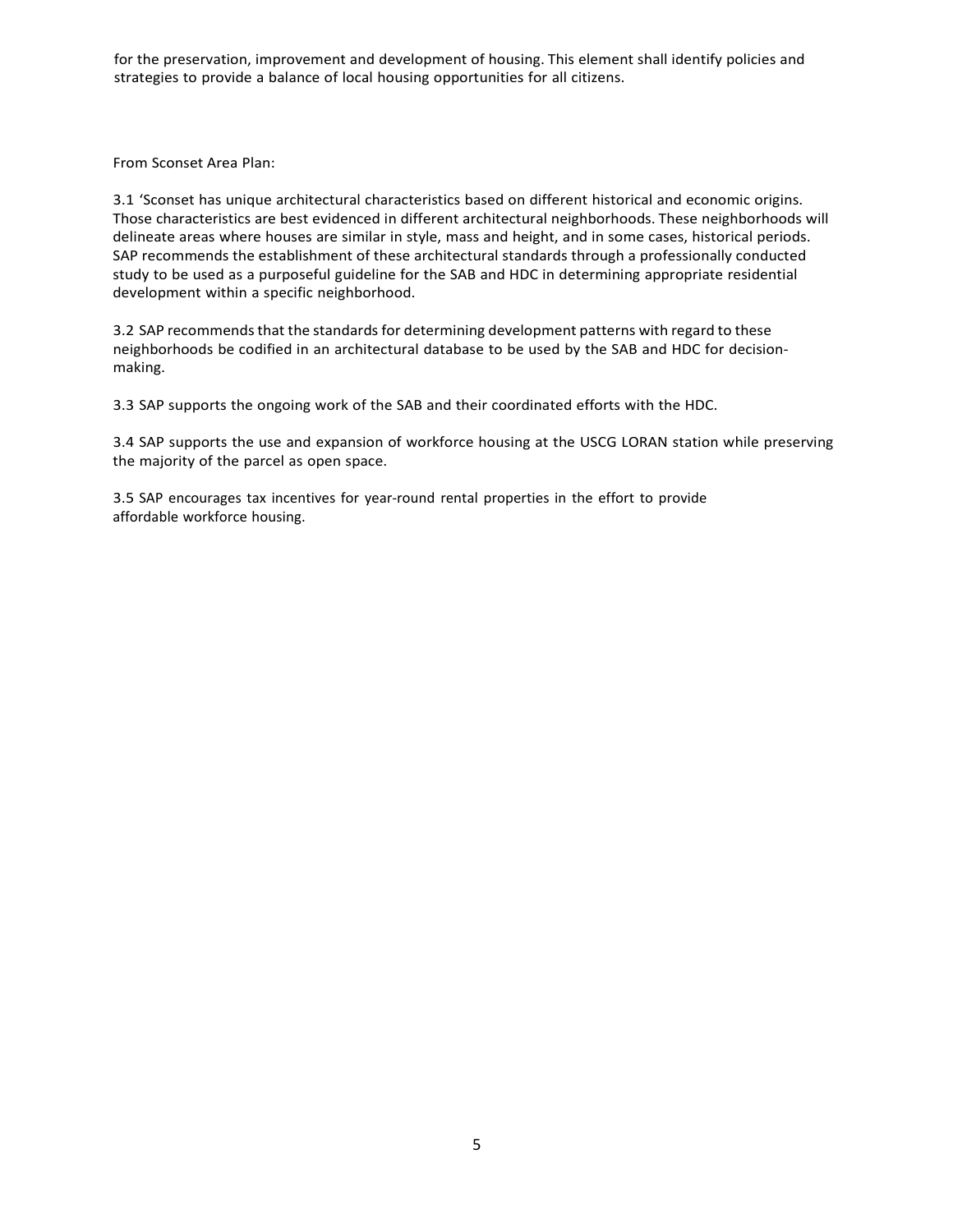for the preservation, improvement and development of housing. This element shall identify policies and strategies to provide a balance of local housing opportunities for all citizens.

From Sconset Area Plan:

3.1 'Sconset has unique architectural characteristics based on different historical and economic origins. Those characteristics are best evidenced in different architectural neighborhoods. These neighborhoods will delineate areas where houses are similar in style, mass and height, and in some cases, historical periods. SAP recommends the establishment of these architectural standards through a professionally conducted study to be used as a purposeful guideline for the SAB and HDC in determining appropriate residential development within a specific neighborhood.

3.2 SAP recommends that the standards for determining development patterns with regard to these neighborhoods be codified in an architectural database to be used by the SAB and HDC for decision-making.

3.3 SAP supports the ongoing work of the SAB and their coordinated efforts with the HDC.

3.4 SAP supports the use and expansion of workforce housing at the USCG LORAN station while preserving the majority of the parcel as open space.

3.5 SAP encourages tax incentives for year-round rental properties in the effort to provide affordable workforce housing.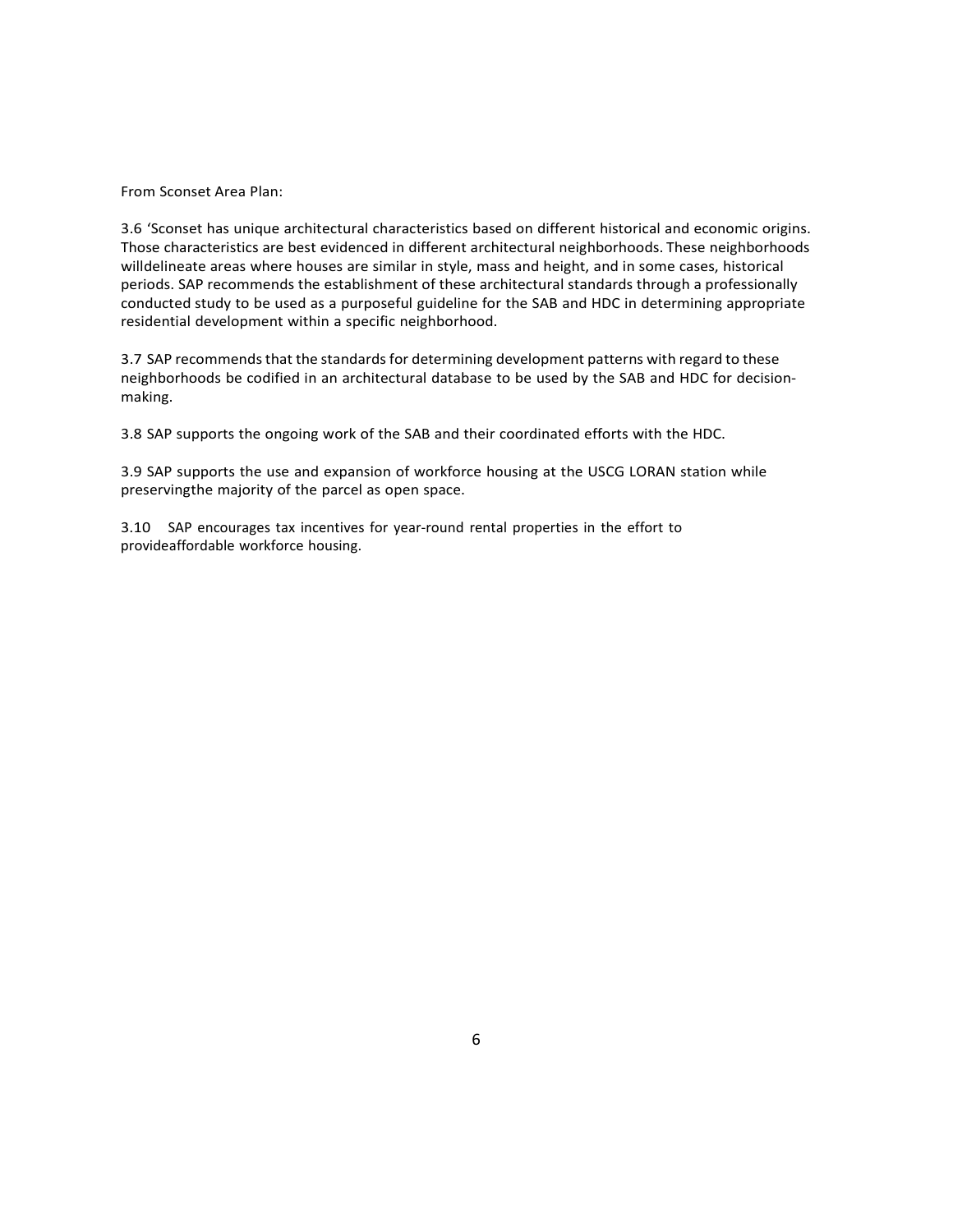From Sconset Area Plan:

3.6 ‘Sconset has unique architectural characteristics based on different historical and economic origins. Those characteristics are best evidenced in different architectural neighborhoods. These neighborhoods willdelineate areas where houses are similar in style, mass and height, and in some cases, historical periods. SAP recommends the establishment of these architectural standards through a professionally conducted study to be used as a purposeful guideline for the SAB and HDC in determining appropriate residential development within a specific neighborhood.

3.7 SAP recommends that the standards for determining development patterns with regard to these neighborhoods be codified in an architectural database to be used by the SAB and HDC for decision-making.

3.8 SAP supports the ongoing work of the SAB and their coordinated efforts with the HDC.

3.9 SAP supports the use and expansion of workforce housing at the USCG LORAN station while preservingthe majority of the parcel as open space.

3.10 SAP encourages tax incentives for year-round rental properties in the effort to provideaffordable workforce housing.